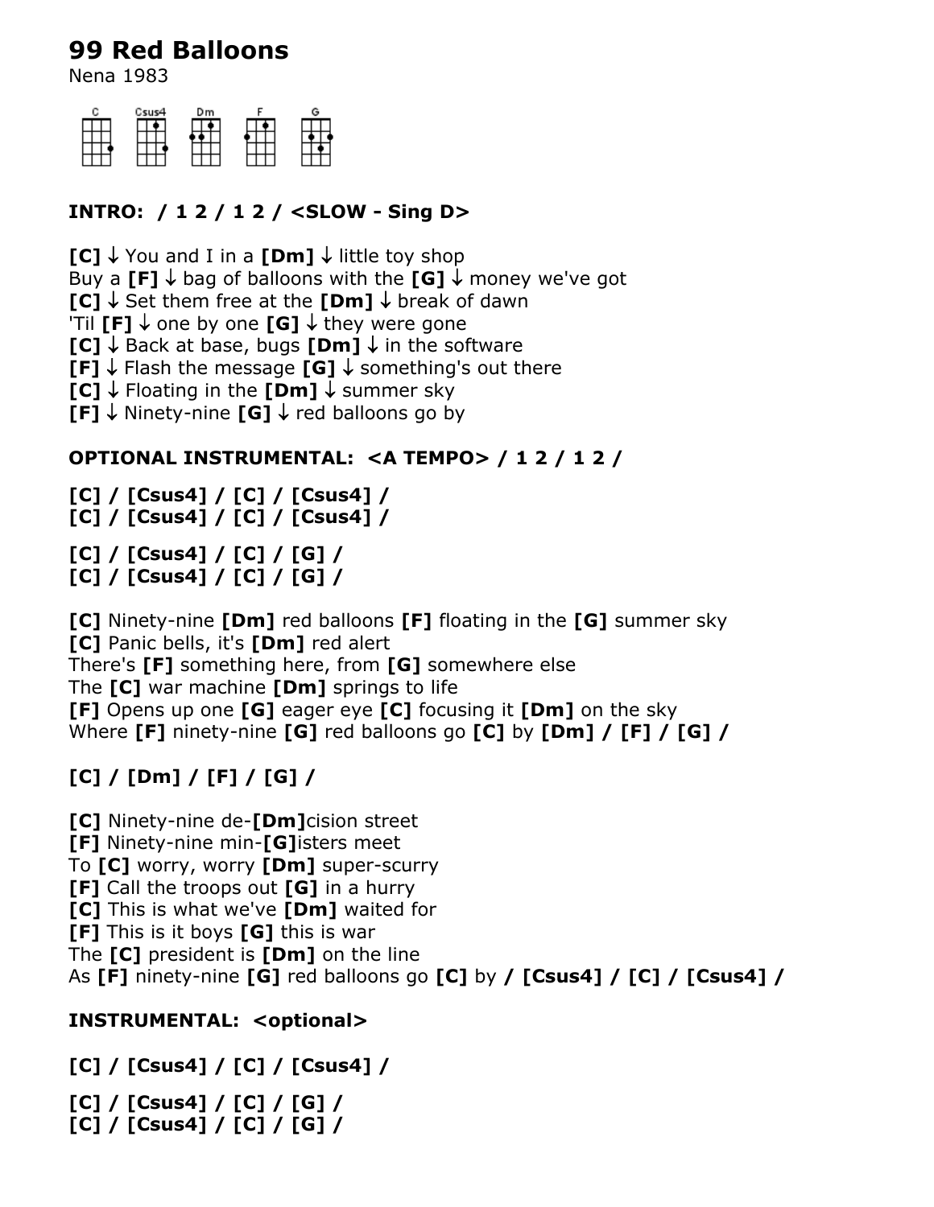# 99 Red Balloons

Nena 1983

C Csus4 Dm F G

**INTRO: / 1 2 / 1 2 / <SLOW - Sing D>**

**[C]** ↓ You and I in a **[Dm]** ↓ little toy shop
Buy a **[F]** ↓ bag of balloons with the **[G]** ↓ money we've got
**[C]** ↓ Set them free at the **[Dm]** ↓ break of dawn
'Til **[F]** ↓ one by one **[G]** ↓ they were gone
**[C]** ↓ Back at base, bugs **[Dm]** ↓ in the software
**[F]** ↓ Flash the message **[G]** ↓ something's out there
**[C]** ↓ Floating in the **[Dm]** ↓ summer sky
**[F]** ↓ Ninety-nine **[G]** ↓ red balloons go by

**OPTIONAL INSTRUMENTAL: <A TEMPO> / 1 2 / 1 2 /**

**[C] / [Csus4] / [C] / [Csus4] /**
**[C] / [Csus4] / [C] / [Csus4] /**

**[C] / [Csus4] / [C] / [G] /**
**[C] / [Csus4] / [C] / [G] /**

**[C]** Ninety-nine **[Dm]** red balloons **[F]** floating in the **[G]** summer sky
**[C]** Panic bells, it's **[Dm]** red alert
There's **[F]** something here, from **[G]** somewhere else
The **[C]** war machine **[Dm]** springs to life
**[F]** Opens up one **[G]** eager eye **[C]** focusing it **[Dm]** on the sky
Where **[F]** ninety-nine **[G]** red balloons go **[C]** by **[Dm] / [F] / [G] /**

**[C] / [Dm] / [F] / [G] /**

**[C]** Ninety-nine de-**[Dm]**cision street
**[F]** Ninety-nine min-**[G]**isters meet
To **[C]** worry, worry **[Dm]** super-scurry
**[F]** Call the troops out **[G]** in a hurry
**[C]** This is what we've **[Dm]** waited for
**[F]** This is it boys **[G]** this is war
The **[C]** president is **[Dm]** on the line
As **[F]** ninety-nine **[G]** red balloons go **[C]** by **/ [Csus4] / [C] / [Csus4] /**

**INSTRUMENTAL: <optional>**

**[C] / [Csus4] / [C] / [Csus4] /**

**[C] / [Csus4] / [C] / [G] /**
**[C] / [Csus4] / [C] / [G] /**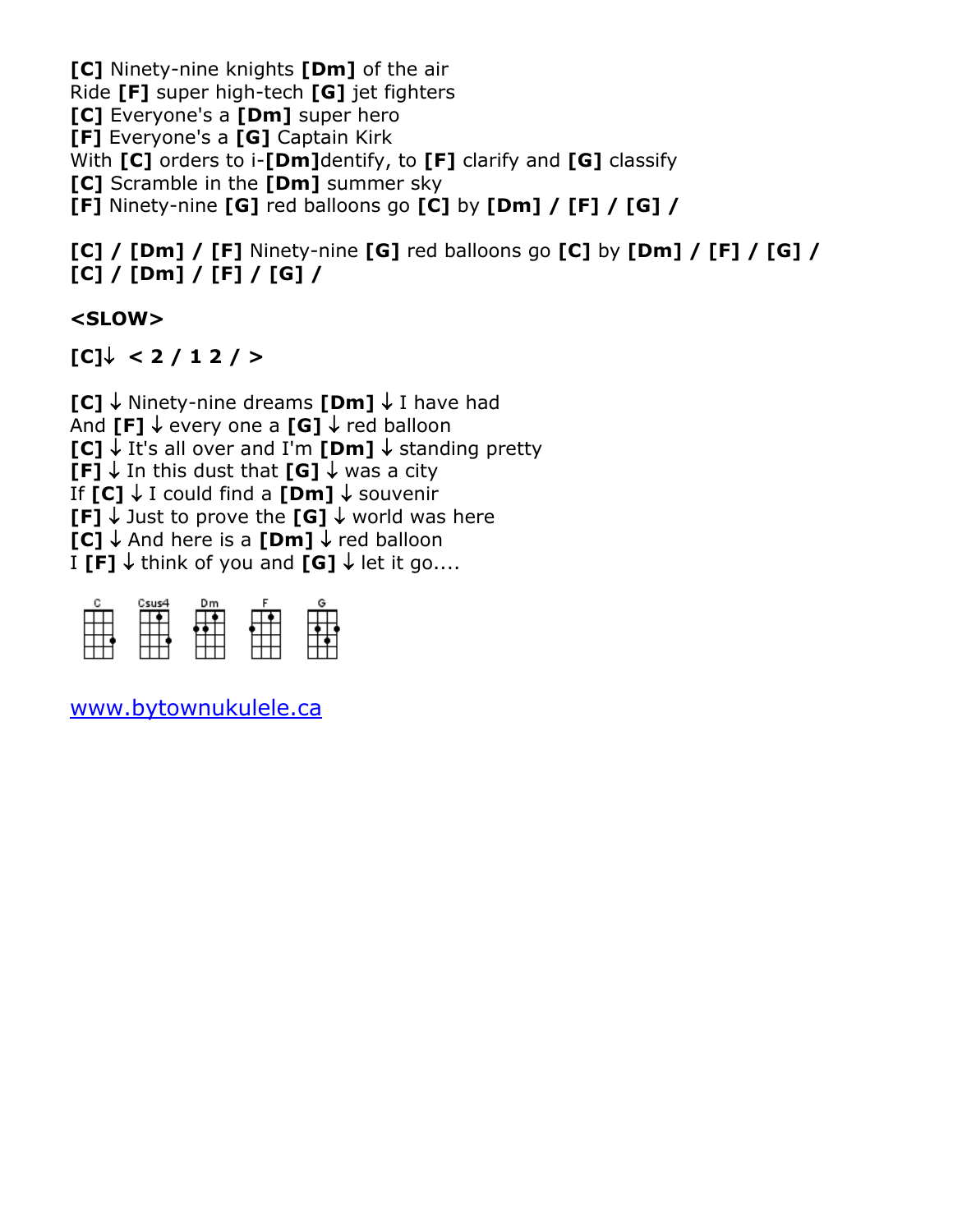**[C]** Ninety-nine knights **[Dm]** of the air
Ride **[F]** super high-tech **[G]** jet fighters
**[C]** Everyone's a **[Dm]** super hero
**[F]** Everyone's a **[G]** Captain Kirk
With **[C]** orders to i-**[Dm]**dentify, to **[F]** clarify and **[G]** classify
**[C]** Scramble in the **[Dm]** summer sky
**[F]** Ninety-nine **[G]** red balloons go **[C]** by **[Dm] / [F] / [G] /**

**[C] / [Dm] / [F]** Ninety-nine **[G]** red balloons go **[C]** by **[Dm] / [F] / [G] /**
**[C] / [Dm] / [F] / [G] /**

**<SLOW>**

**[C]↓ < 2 / 1 2 / >**

**[C]** ↓ Ninety-nine dreams **[Dm]** ↓ I have had
And **[F]** ↓ every one a **[G]** ↓ red balloon
**[C]** ↓ It's all over and I'm **[Dm]** ↓ standing pretty
**[F]** ↓ In this dust that **[G]** ↓ was a city
If **[C]** ↓ I could find a **[Dm]** ↓ souvenir
**[F]** ↓ Just to prove the **[G]** ↓ world was here
**[C]** ↓ And here is a **[Dm]** ↓ red balloon
I **[F]** ↓ think of you and **[G]** ↓ let it go....

C Csus4 Dm F G

www.bytownukulele.ca